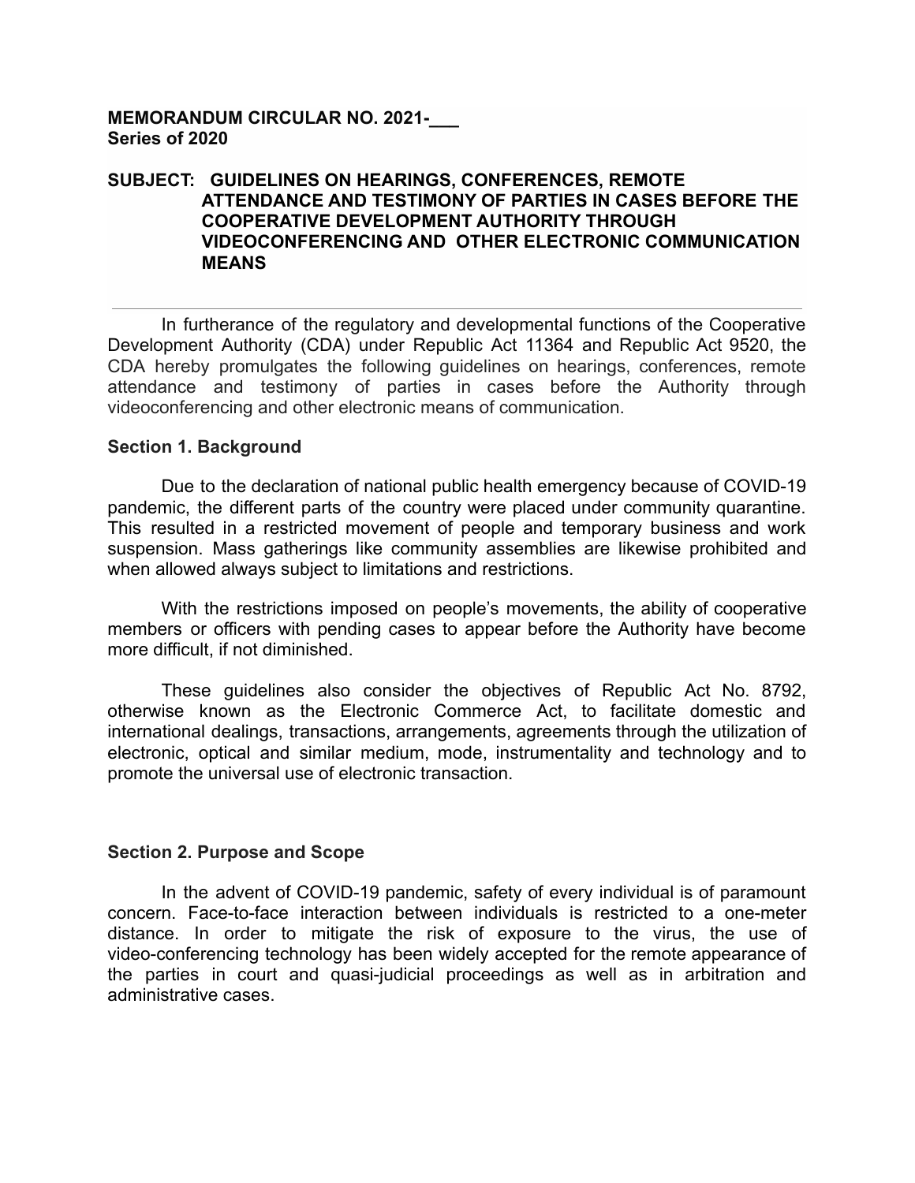**MEMORANDUM CIRCULAR NO. 2021-___**
**Series of 2020**

**SUBJECT: GUIDELINES ON HEARINGS, CONFERENCES, REMOTE ATTENDANCE AND TESTIMONY OF PARTIES IN CASES BEFORE THE COOPERATIVE DEVELOPMENT AUTHORITY THROUGH VIDEOCONFERENCING AND OTHER ELECTRONIC COMMUNICATION MEANS**

---

In furtherance of the regulatory and developmental functions of the Cooperative Development Authority (CDA) under Republic Act 11364 and Republic Act 9520, the CDA hereby promulgates the following guidelines on hearings, conferences, remote attendance and testimony of parties in cases before the Authority through videoconferencing and other electronic means of communication.

### Section 1. Background

Due to the declaration of national public health emergency because of COVID-19 pandemic, the different parts of the country were placed under community quarantine. This resulted in a restricted movement of people and temporary business and work suspension. Mass gatherings like community assemblies are likewise prohibited and when allowed always subject to limitations and restrictions.

With the restrictions imposed on people's movements, the ability of cooperative members or officers with pending cases to appear before the Authority have become more difficult, if not diminished.

These guidelines also consider the objectives of Republic Act No. 8792, otherwise known as the Electronic Commerce Act, to facilitate domestic and international dealings, transactions, arrangements, agreements through the utilization of electronic, optical and similar medium, mode, instrumentality and technology and to promote the universal use of electronic transaction.

### Section 2. Purpose and Scope

In the advent of COVID-19 pandemic, safety of every individual is of paramount concern. Face-to-face interaction between individuals is restricted to a one-meter distance. In order to mitigate the risk of exposure to the virus, the use of video-conferencing technology has been widely accepted for the remote appearance of the parties in court and quasi-judicial proceedings as well as in arbitration and administrative cases.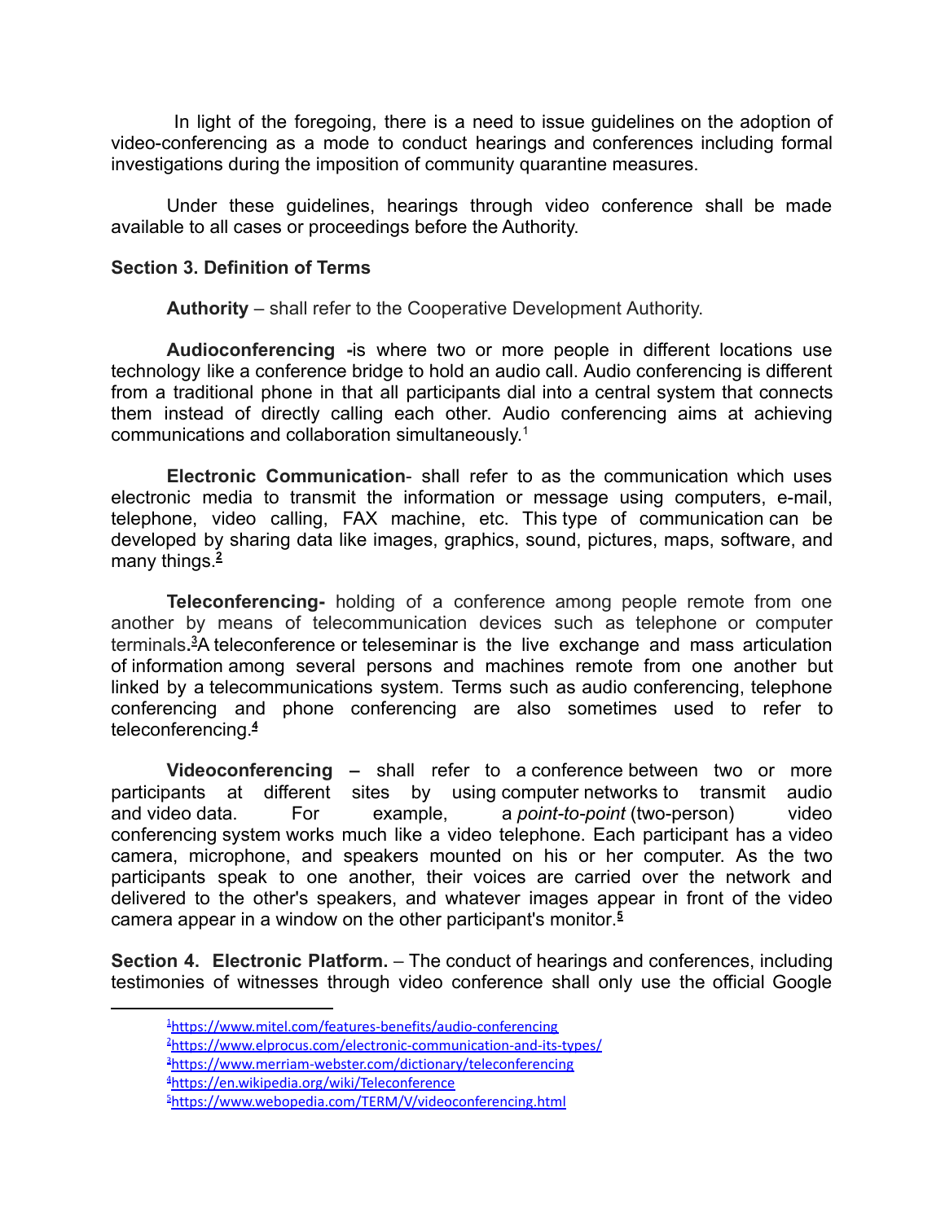In light of the foregoing, there is a need to issue guidelines on the adoption of video-conferencing as a mode to conduct hearings and conferences including formal investigations during the imposition of community quarantine measures.

Under these guidelines, hearings through video conference shall be made available to all cases or proceedings before the Authority.

**Section 3. Definition of Terms**

**Authority** – shall refer to the Cooperative Development Authority.

**Audioconferencing** -is where two or more people in different locations use technology like a conference bridge to hold an audio call. Audio conferencing is different from a traditional phone in that all participants dial into a central system that connects them instead of directly calling each other. Audio conferencing aims at achieving communications and collaboration simultaneously.[1]

**Electronic Communication**- shall refer to as the communication which uses electronic media to transmit the information or message using computers, e-mail, telephone, video calling, FAX machine, etc. This type of communication can be developed by sharing data like images, graphics, sound, pictures, maps, software, and many things.[2]

**Teleconferencing-** holding of a conference among people remote from one another by means of telecommunication devices such as telephone or computer terminals.[3]A teleconference or teleseminar is the live exchange and mass articulation of information among several persons and machines remote from one another but linked by a telecommunications system. Terms such as audio conferencing, telephone conferencing and phone conferencing are also sometimes used to refer to teleconferencing.[4]

**Videoconferencing** – shall refer to a conference between two or more participants at different sites by using computer networks to transmit audio and video data. For example, a *point-to-point* (two-person) video conferencing system works much like a video telephone. Each participant has a video camera, microphone, and speakers mounted on his or her computer. As the two participants speak to one another, their voices are carried over the network and delivered to the other's speakers, and whatever images appear in front of the video camera appear in a window on the other participant's monitor.[5]

**Section 4. Electronic Platform.** – The conduct of hearings and conferences, including testimonies of witnesses through video conference shall only use the official Google

---

[1] https://www.mitel.com/features-benefits/audio-conferencing

[2] https://www.elprocus.com/electronic-communication-and-its-types/

[3] https://www.merriam-webster.com/dictionary/teleconferencing

[4] https://en.wikipedia.org/wiki/Teleconference

[5] https://www.webopedia.com/TERM/V/videoconferencing.html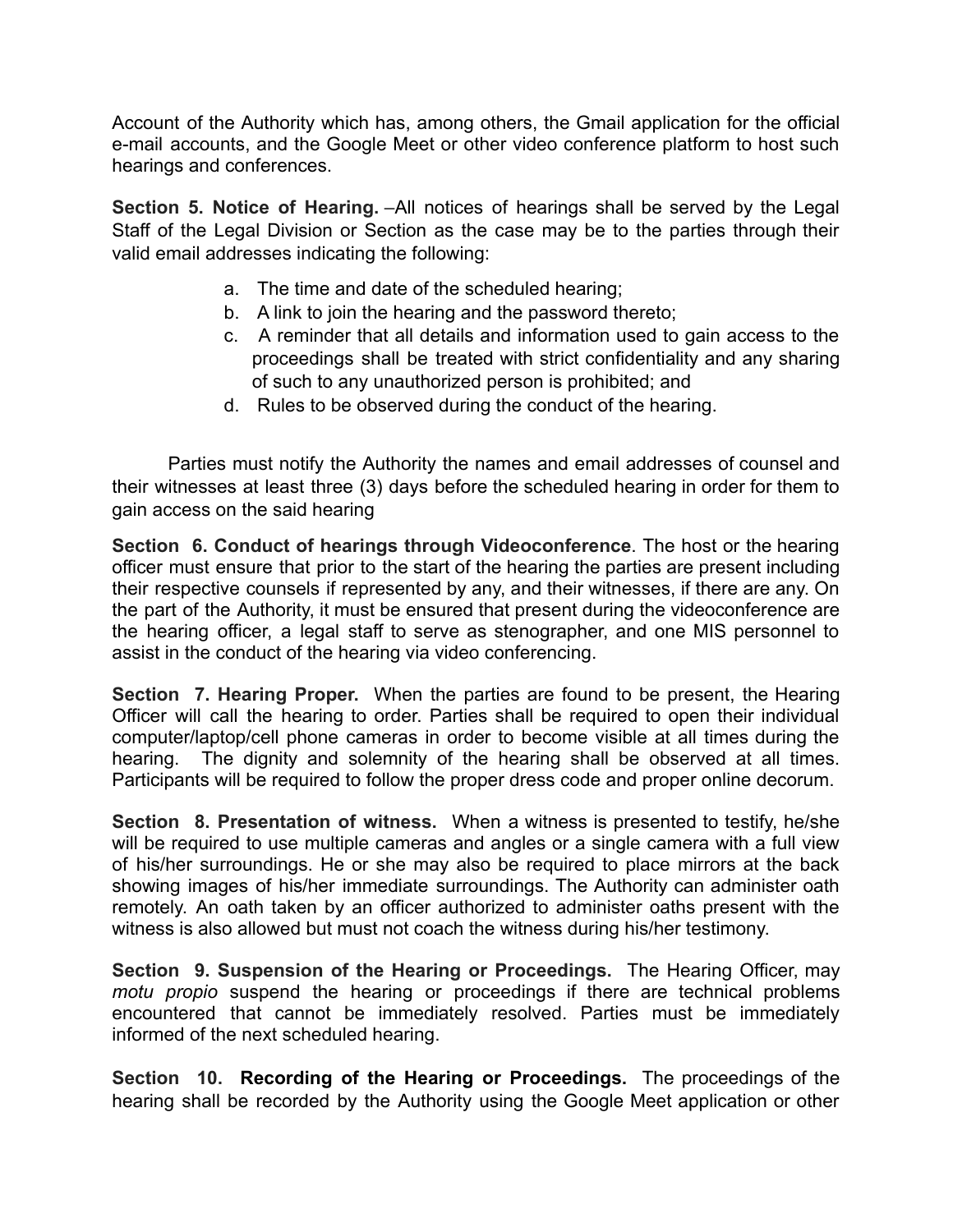Account of the Authority which has, among others, the Gmail application for the official e-mail accounts, and the Google Meet or other video conference platform to host such hearings and conferences.

**Section 5. Notice of Hearing.** –All notices of hearings shall be served by the Legal Staff of the Legal Division or Section as the case may be to the parties through their valid email addresses indicating the following:

a. The time and date of the scheduled hearing;
b. A link to join the hearing and the password thereto;
c. A reminder that all details and information used to gain access to the proceedings shall be treated with strict confidentiality and any sharing of such to any unauthorized person is prohibited; and
d. Rules to be observed during the conduct of the hearing.

Parties must notify the Authority the names and email addresses of counsel and their witnesses at least three (3) days before the scheduled hearing in order for them to gain access on the said hearing

**Section 6. Conduct of hearings through Videoconference**. The host or the hearing officer must ensure that prior to the start of the hearing the parties are present including their respective counsels if represented by any, and their witnesses, if there are any. On the part of the Authority, it must be ensured that present during the videoconference are the hearing officer, a legal staff to serve as stenographer, and one MIS personnel to assist in the conduct of the hearing via video conferencing.

**Section 7. Hearing Proper.** When the parties are found to be present, the Hearing Officer will call the hearing to order. Parties shall be required to open their individual computer/laptop/cell phone cameras in order to become visible at all times during the hearing. The dignity and solemnity of the hearing shall be observed at all times. Participants will be required to follow the proper dress code and proper online decorum.

**Section 8. Presentation of witness.** When a witness is presented to testify, he/she will be required to use multiple cameras and angles or a single camera with a full view of his/her surroundings. He or she may also be required to place mirrors at the back showing images of his/her immediate surroundings. The Authority can administer oath remotely. An oath taken by an officer authorized to administer oaths present with the witness is also allowed but must not coach the witness during his/her testimony.

**Section 9. Suspension of the Hearing or Proceedings.** The Hearing Officer, may *motu propio* suspend the hearing or proceedings if there are technical problems encountered that cannot be immediately resolved. Parties must be immediately informed of the next scheduled hearing.

**Section 10. Recording of the Hearing or Proceedings.** The proceedings of the hearing shall be recorded by the Authority using the Google Meet application or other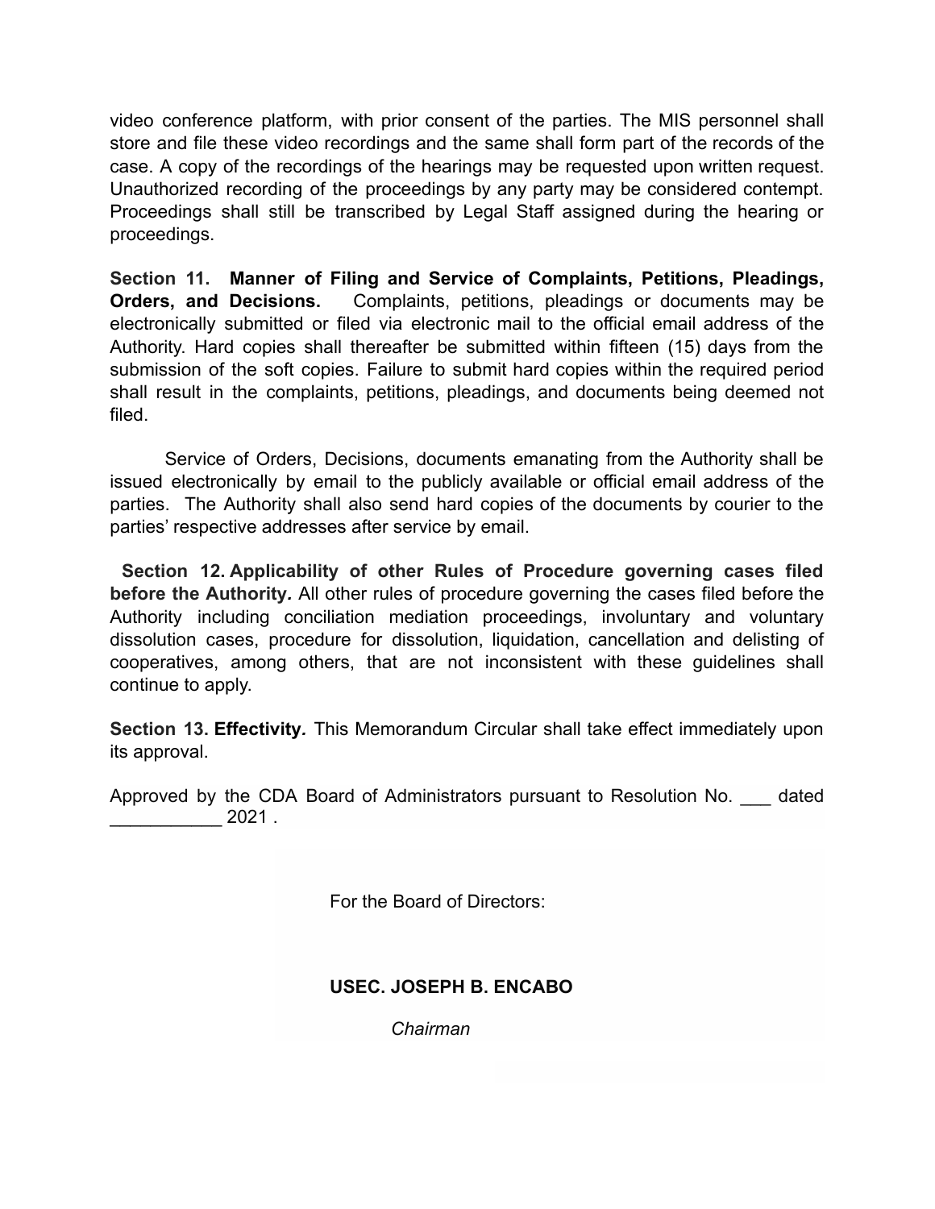video conference platform, with prior consent of the parties. The MIS personnel shall store and file these video recordings and the same shall form part of the records of the case. A copy of the recordings of the hearings may be requested upon written request. Unauthorized recording of the proceedings by any party may be considered contempt. Proceedings shall still be transcribed by Legal Staff assigned during the hearing or proceedings.

**Section 11. Manner of Filing and Service of Complaints, Petitions, Pleadings, Orders, and Decisions.** Complaints, petitions, pleadings or documents may be electronically submitted or filed via electronic mail to the official email address of the Authority. Hard copies shall thereafter be submitted within fifteen (15) days from the submission of the soft copies. Failure to submit hard copies within the required period shall result in the complaints, petitions, pleadings, and documents being deemed not filed.

Service of Orders, Decisions, documents emanating from the Authority shall be issued electronically by email to the publicly available or official email address of the parties. The Authority shall also send hard copies of the documents by courier to the parties' respective addresses after service by email.

**Section 12. Applicability of other Rules of Procedure governing cases filed before the Authority.** All other rules of procedure governing the cases filed before the Authority including conciliation mediation proceedings, involuntary and voluntary dissolution cases, procedure for dissolution, liquidation, cancellation and delisting of cooperatives, among others, that are not inconsistent with these guidelines shall continue to apply.

**Section 13. Effectivity.** This Memorandum Circular shall take effect immediately upon its approval.

Approved by the CDA Board of Administrators pursuant to Resolution No. ___ dated ___________ 2021 .

For the Board of Directors:

**USEC. JOSEPH B. ENCABO**

*Chairman*